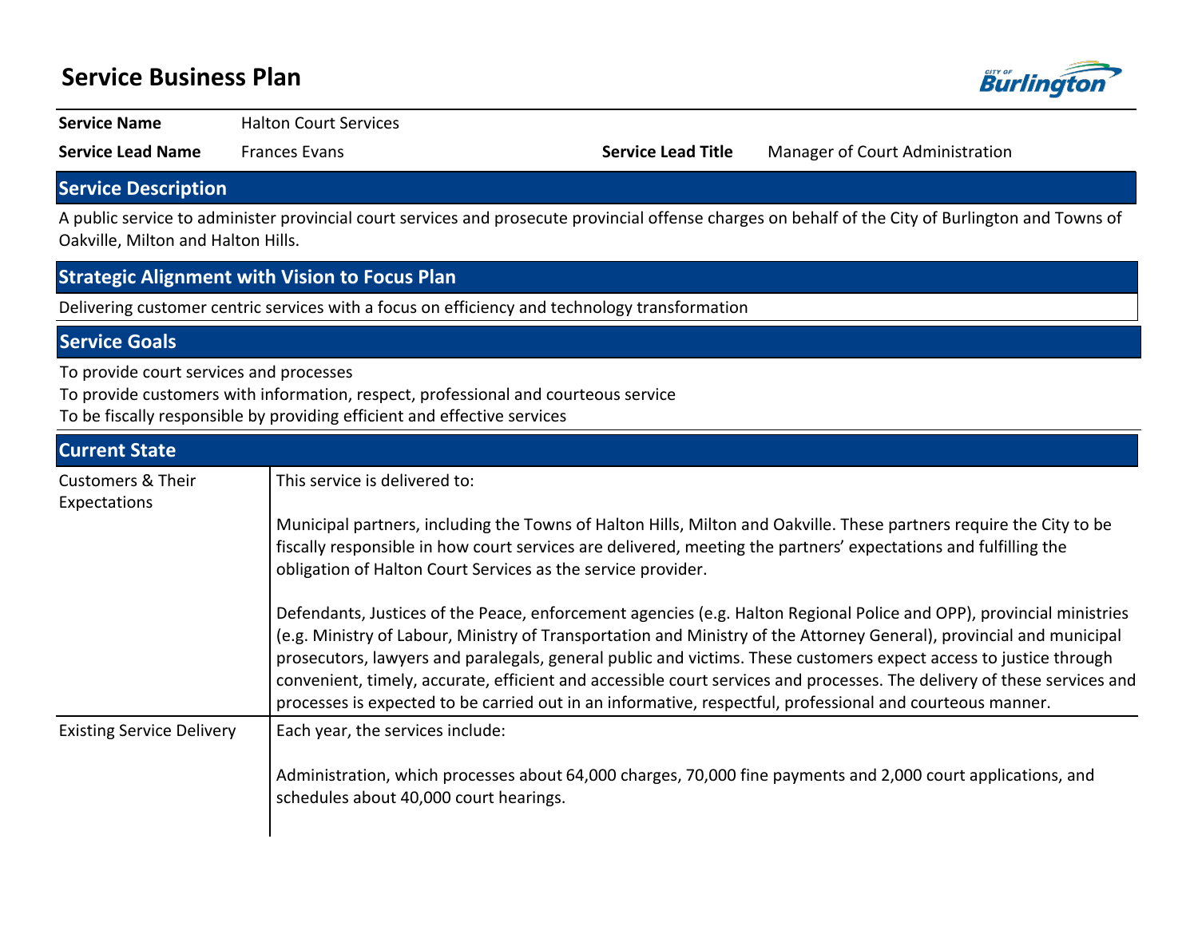# Service Business Plan

| | | | |
|---|---|---|---|
| **Service Name** | Halton Court Services | | |
| **Service Lead Name** | Frances Evans | **Service Lead Title** | Manager of Court Administration |

## Service Description

A public service to administer provincial court services and prosecute provincial offense charges on behalf of the City of Burlington and Towns of Oakville, Milton and Halton Hills.

## Strategic Alignment with Vision to Focus Plan

Delivering customer centric services with a focus on efficiency and technology transformation

## Service Goals

To provide court services and processes

To provide customers with information, respect, professional and courteous service

To be fiscally responsible by providing efficient and effective services

## Current State

| | |
|---|---|
| Customers & Their Expectations | This service is delivered to:<br><br>Municipal partners, including the Towns of Halton Hills, Milton and Oakville. These partners require the City to be fiscally responsible in how court services are delivered, meeting the partners' expectations and fulfilling the obligation of Halton Court Services as the service provider.<br><br>Defendants, Justices of the Peace, enforcement agencies (e.g. Halton Regional Police and OPP), provincial ministries (e.g. Ministry of Labour, Ministry of Transportation and Ministry of the Attorney General), provincial and municipal prosecutors, lawyers and paralegals, general public and victims. These customers expect access to justice through convenient, timely, accurate, efficient and accessible court services and processes. The delivery of these services and processes is expected to be carried out in an informative, respectful, professional and courteous manner. |
| Existing Service Delivery | Each year, the services include:<br><br>Administration, which processes about 64,000 charges, 70,000 fine payments and 2,000 court applications, and schedules about 40,000 court hearings. |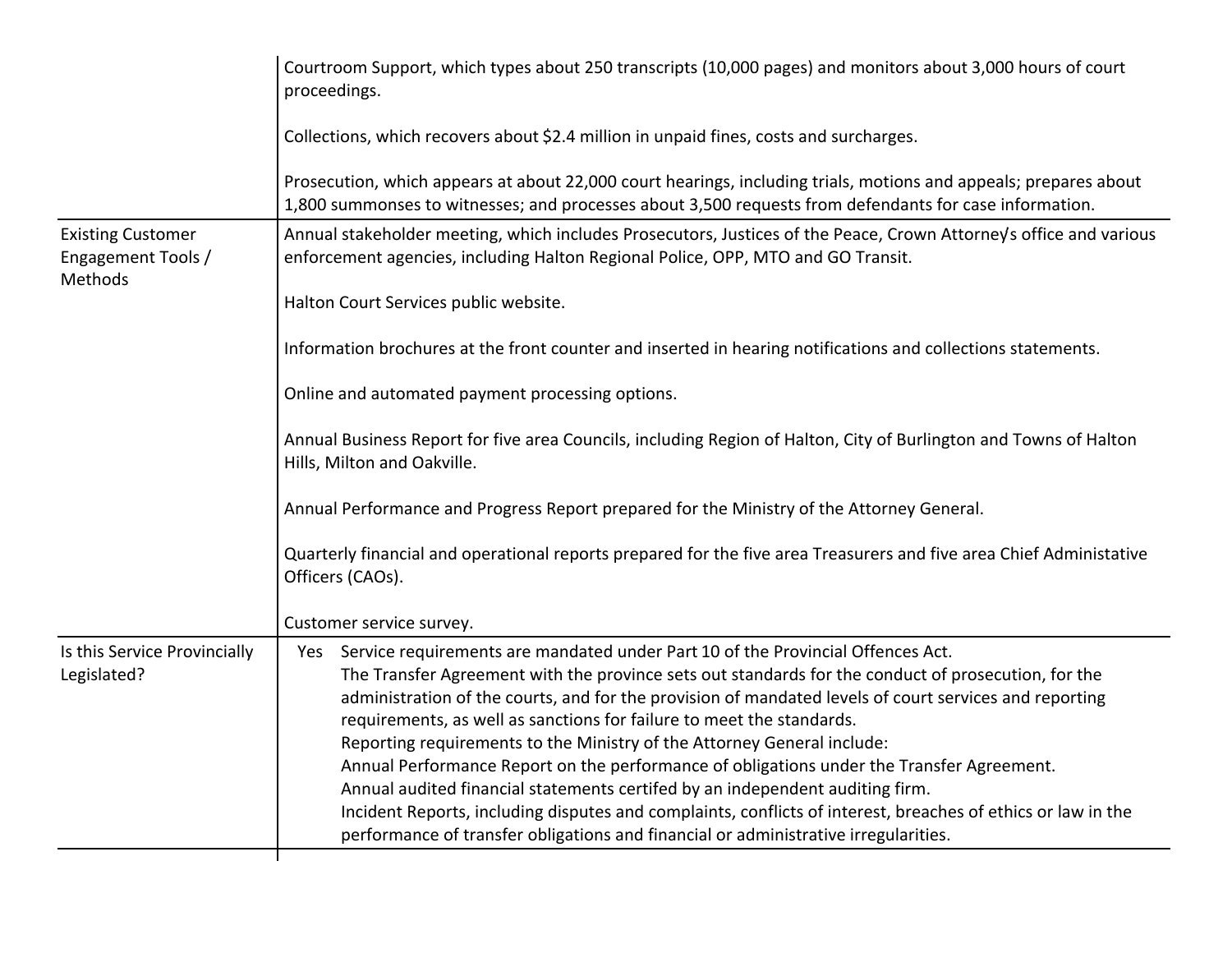| | |
|---|---|
| | Courtroom Support, which types about 250 transcripts (10,000 pages) and monitors about 3,000 hours of court proceedings.<br><br>Collections, which recovers about $2.4 million in unpaid fines, costs and surcharges.<br><br>Prosecution, which appears at about 22,000 court hearings, including trials, motions and appeals; prepares about 1,800 summonses to witnesses; and processes about 3,500 requests from defendants for case information. |
| Existing Customer Engagement Tools / Methods | Annual stakeholder meeting, which includes Prosecutors, Justices of the Peace, Crown Attorney's office and various enforcement agencies, including Halton Regional Police, OPP, MTO and GO Transit.<br><br>Halton Court Services public website.<br><br>Information brochures at the front counter and inserted in hearing notifications and collections statements.<br><br>Online and automated payment processing options.<br><br>Annual Business Report for five area Councils, including Region of Halton, City of Burlington and Towns of Halton Hills, Milton and Oakville.<br><br>Annual Performance and Progress Report prepared for the Ministry of the Attorney General.<br><br>Quarterly financial and operational reports prepared for the five area Treasurers and five area Chief Administative Officers (CAOs).<br><br>Customer service survey. |
| Is this Service Provincially Legislated? | Yes Service requirements are mandated under Part 10 of the Provincial Offences Act.<br>The Transfer Agreement with the province sets out standards for the conduct of prosecution, for the administration of the courts, and for the provision of mandated levels of court services and reporting requirements, as well as sanctions for failure to meet the standards.<br>Reporting requirements to the Ministry of the Attorney General include:<br>Annual Performance Report on the performance of obligations under the Transfer Agreement.<br>Annual audited financial statements certifed by an independent auditing firm.<br>Incident Reports, including disputes and complaints, conflicts of interest, breaches of ethics or law in the performance of transfer obligations and financial or administrative irregularities. |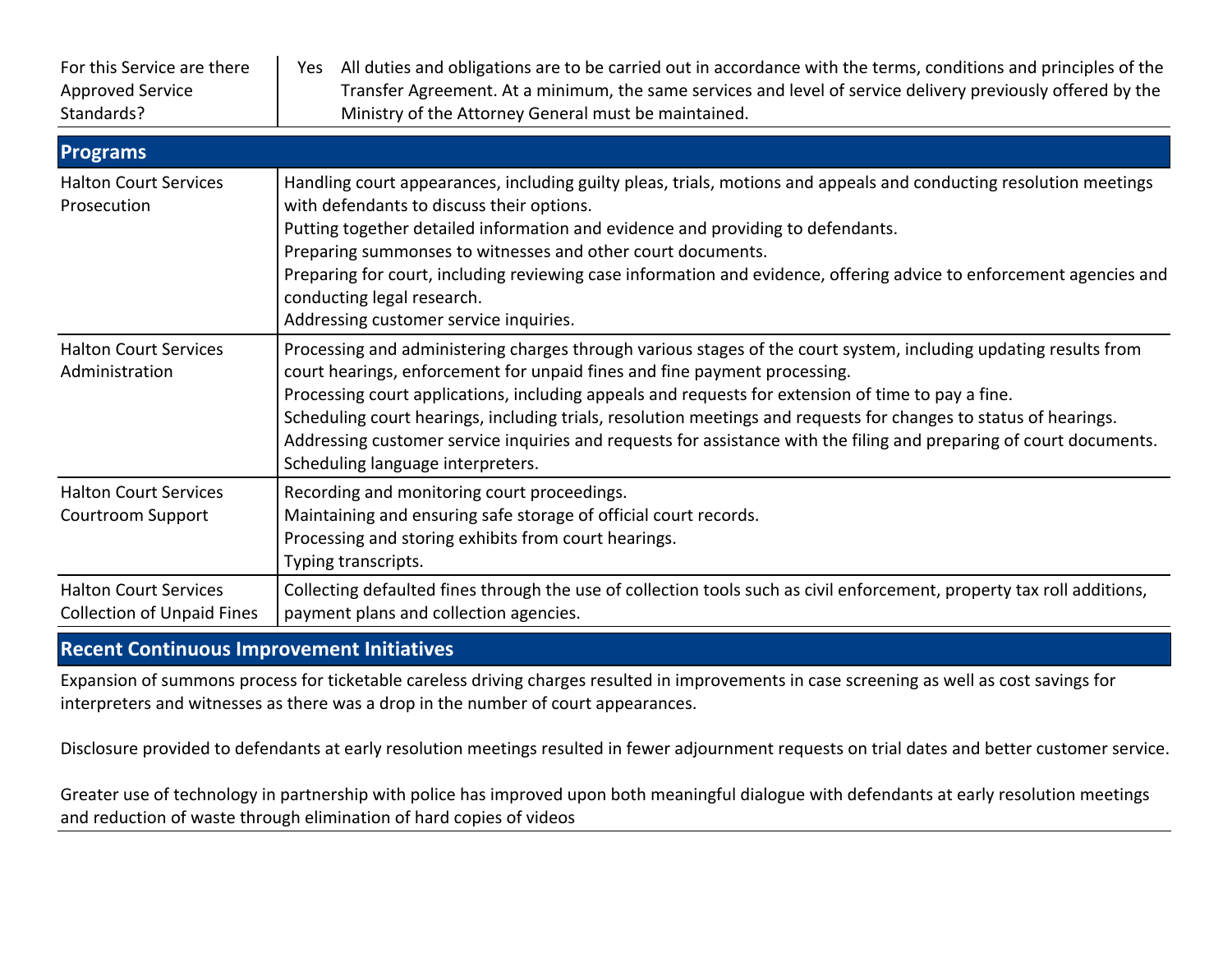| | |
|---|---|
| For this Service are there Approved Service Standards? | Yes All duties and obligations are to be carried out in accordance with the terms, conditions and principles of the Transfer Agreement. At a minimum, the same services and level of service delivery previously offered by the Ministry of the Attorney General must be maintained. |

## Programs

| | |
|---|---|
| Halton Court Services Prosecution | Handling court appearances, including guilty pleas, trials, motions and appeals and conducting resolution meetings with defendants to discuss their options.<br>Putting together detailed information and evidence and providing to defendants.<br>Preparing summonses to witnesses and other court documents.<br>Preparing for court, including reviewing case information and evidence, offering advice to enforcement agencies and conducting legal research.<br>Addressing customer service inquiries. |
| Halton Court Services Administration | Processing and administering charges through various stages of the court system, including updating results from court hearings, enforcement for unpaid fines and fine payment processing.<br>Processing court applications, including appeals and requests for extension of time to pay a fine.<br>Scheduling court hearings, including trials, resolution meetings and requests for changes to status of hearings.<br>Addressing customer service inquiries and requests for assistance with the filing and preparing of court documents.<br>Scheduling language interpreters. |
| Halton Court Services Courtroom Support | Recording and monitoring court proceedings.<br>Maintaining and ensuring safe storage of official court records.<br>Processing and storing exhibits from court hearings.<br>Typing transcripts. |
| Halton Court Services Collection of Unpaid Fines | Collecting defaulted fines through the use of collection tools such as civil enforcement, property tax roll additions, payment plans and collection agencies. |

## Recent Continuous Improvement Initiatives

Expansion of summons process for ticketable careless driving charges resulted in improvements in case screening as well as cost savings for interpreters and witnesses as there was a drop in the number of court appearances.

Disclosure provided to defendants at early resolution meetings resulted in fewer adjournment requests on trial dates and better customer service.

Greater use of technology in partnership with police has improved upon both meaningful dialogue with defendants at early resolution meetings and reduction of waste through elimination of hard copies of videos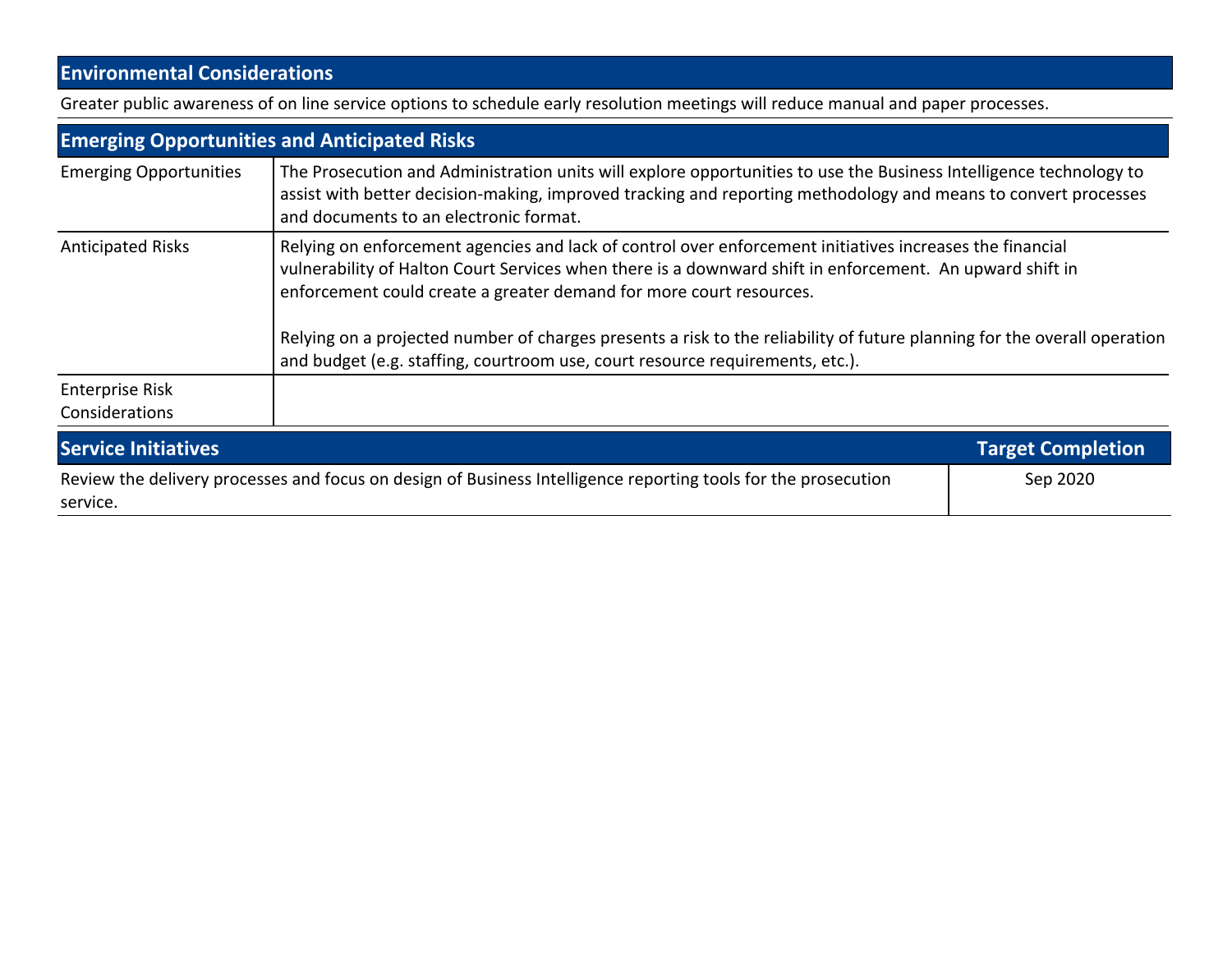## Environmental Considerations

Greater public awareness of on line service options to schedule early resolution meetings will reduce manual and paper processes.

## Emerging Opportunities and Anticipated Risks

| | |
|---|---|
| Emerging Opportunities | The Prosecution and Administration units will explore opportunities to use the Business Intelligence technology to assist with better decision-making, improved tracking and reporting methodology and means to convert processes and documents to an electronic format. |
| Anticipated Risks | Relying on enforcement agencies and lack of control over enforcement initiatives increases the financial vulnerability of Halton Court Services when there is a downward shift in enforcement. An upward shift in enforcement could create a greater demand for more court resources.<br><br>Relying on a projected number of charges presents a risk to the reliability of future planning for the overall operation and budget (e.g. staffing, courtroom use, court resource requirements, etc.). |
| Enterprise Risk Considerations | |

| Service Initiatives | Target Completion |
|---|---|
| Review the delivery processes and focus on design of Business Intelligence reporting tools for the prosecution service. | Sep 2020 |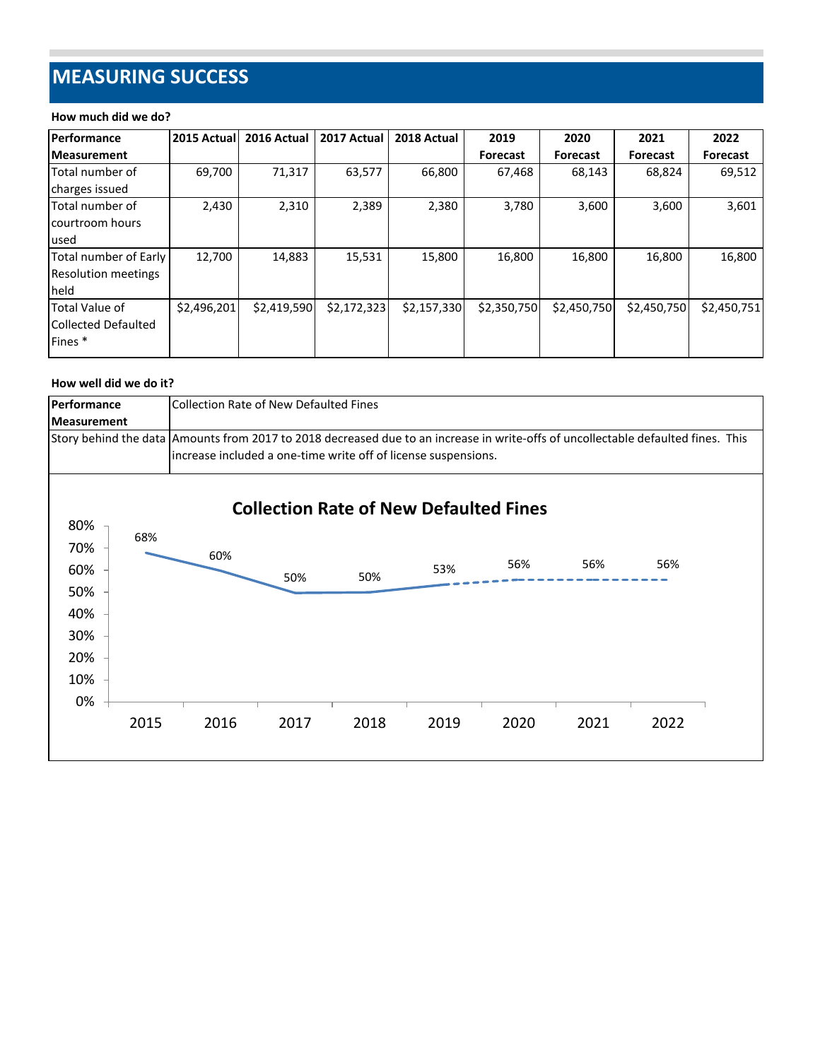# MEASURING SUCCESS

**How much did we do?**

| Performance Measurement | 2015 Actual | 2016 Actual | 2017 Actual | 2018 Actual | 2019 Forecast | 2020 Forecast | 2021 Forecast | 2022 Forecast |
|---|---|---|---|---|---|---|---|---|
| Total number of charges issued | 69,700 | 71,317 | 63,577 | 66,800 | 67,468 | 68,143 | 68,824 | 69,512 |
| Total number of courtroom hours used | 2,430 | 2,310 | 2,389 | 2,380 | 3,780 | 3,600 | 3,600 | 3,601 |
| Total number of Early Resolution meetings held | 12,700 | 14,883 | 15,531 | 15,800 | 16,800 | 16,800 | 16,800 | 16,800 |
| Total Value of Collected Defaulted Fines * | $2,496,201 | $2,419,590 | $2,172,323 | $2,157,330 | $2,350,750 | $2,450,750 | $2,450,750 | $2,450,751 |

**How well did we do it?**

| Performance Measurement | Collection Rate of New Defaulted Fines |
|---|---|
| Story behind the data | Amounts from 2017 to 2018 decreased due to an increase in write-offs of uncollectable defaulted fines. This increase included a one-time write off of license suspensions. |

**Collection Rate of New Defaulted Fines**

| Year | 2015 | 2016 | 2017 | 2018 | 2019 | 2020 | 2021 | 2022 |
|---|---|---|---|---|---|---|---|---|
| Collection Rate | 68% | 60% | 50% | 50% | 53% | 56% | 56% | 56% |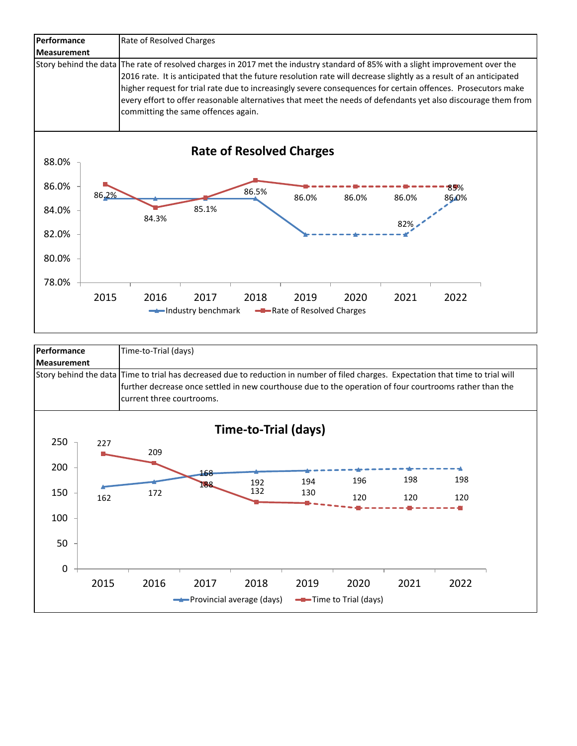| Performance Measurement | Rate of Resolved Charges |
| --- | --- |
| Story behind the data | The rate of resolved charges in 2017 met the industry standard of 85% with a slight improvement over the 2016 rate. It is anticipated that the future resolution rate will decrease slightly as a result of an anticipated higher request for trial rate due to increasingly severe consequences for certain offences. Prosecutors make every effort to offer reasonable alternatives that meet the needs of defendants yet also discourage them from committing the same offences again. |

**Rate of Resolved Charges**

| Year | Industry benchmark | Rate of Resolved Charges |
| --- | --- | --- |
| 2015 | 85.0% | 86.2% |
| 2016 | 85.0% | 84.3% |
| 2017 | 85.0% | 85.1% |
| 2018 | 85.0% | 86.5% |
| 2019 | 82.0% | 86.0% |
| 2020 | 82.0% | 86.0% |
| 2021 | 82% | 86.0% |
| 2022 | 85% | 86.0% |

| Performance Measurement | Time-to-Trial (days) |
| --- | --- |
| Story behind the data | Time to trial has decreased due to reduction in number of filed charges. Expectation that time to trial will further decrease once settled in new courthouse due to the operation of four courtrooms rather than the current three courtrooms. |

**Time-to-Trial (days)**

| Year | Provincial average (days) | Time to Trial (days) |
| --- | --- | --- |
| 2015 | 162 | 227 |
| 2016 | 172 | 209 |
| 2017 | 188 | 168 |
| 2018 | 192 | 132 |
| 2019 | 194 | 130 |
| 2020 | 196 | 120 |
| 2021 | 198 | 120 |
| 2022 | 198 | 120 |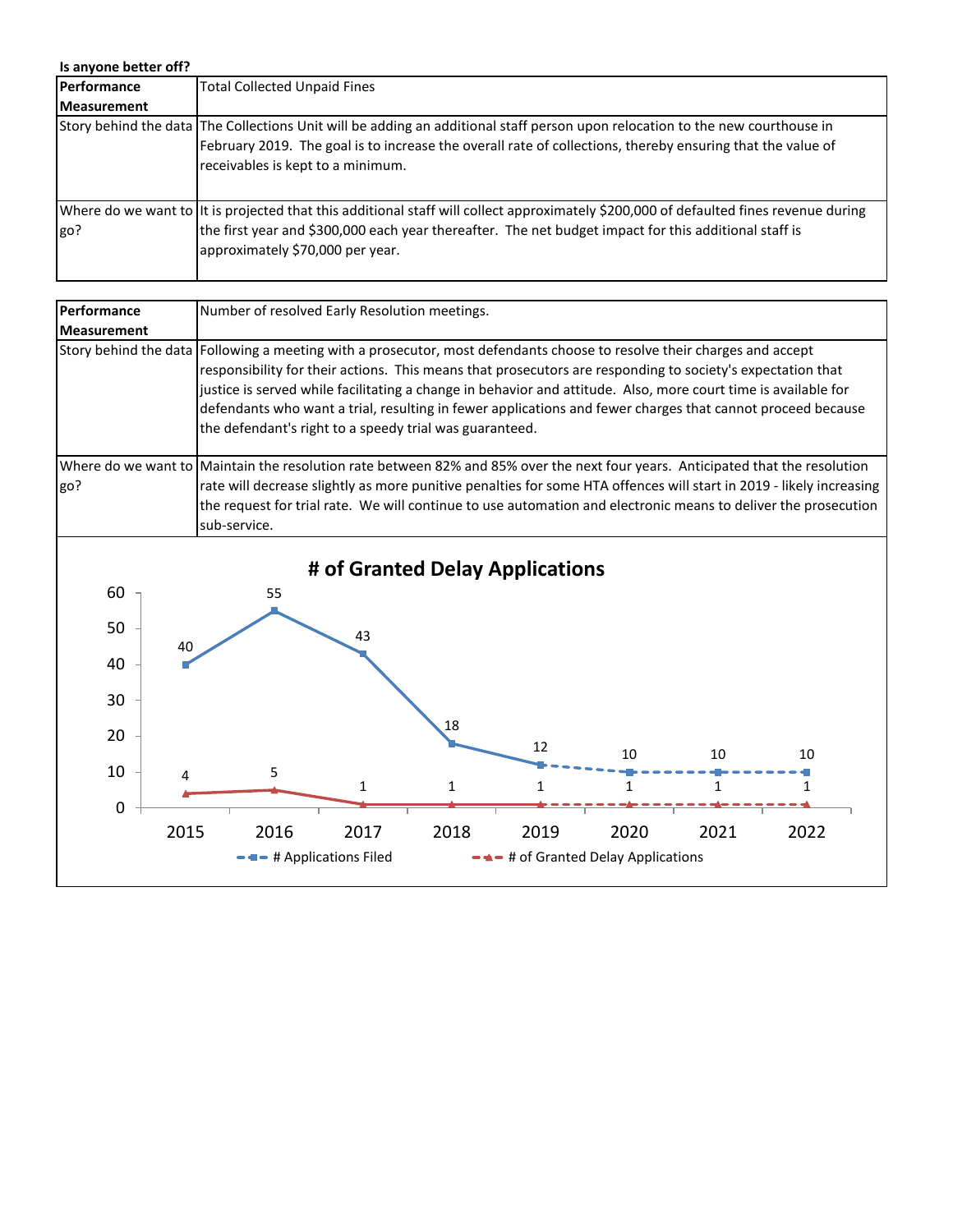**Is anyone better off?**

| Performance Measurement | Total Collected Unpaid Fines |
|---|---|
| Story behind the data | The Collections Unit will be adding an additional staff person upon relocation to the new courthouse in February 2019. The goal is to increase the overall rate of collections, thereby ensuring that the value of receivables is kept to a minimum. |
| Where do we want to go? | It is projected that this additional staff will collect approximately $200,000 of defaulted fines revenue during the first year and $300,000 each year thereafter. The net budget impact for this additional staff is approximately $70,000 per year. |

| Performance Measurement | Number of resolved Early Resolution meetings. |
|---|---|
| Story behind the data | Following a meeting with a prosecutor, most defendants choose to resolve their charges and accept responsibility for their actions. This means that prosecutors are responding to society's expectation that justice is served while facilitating a change in behavior and attitude. Also, more court time is available for defendants who want a trial, resulting in fewer applications and fewer charges that cannot proceed because the defendant's right to a speedy trial was guaranteed. |
| Where do we want to go? | Maintain the resolution rate between 82% and 85% over the next four years. Anticipated that the resolution rate will decrease slightly as more punitive penalties for some HTA offences will start in 2019 - likely increasing the request for trial rate. We will continue to use automation and electronic means to deliver the prosecution sub-service. |

**# of Granted Delay Applications**

| | 2015 | 2016 | 2017 | 2018 | 2019 | 2020 | 2021 | 2022 |
|---|---|---|---|---|---|---|---|---|
| # Applications Filed | 40 | 55 | 43 | 18 | 12 | 10 | 10 | 10 |
| # of Granted Delay Applications | 4 | 5 | 1 | 1 | 1 | 1 | 1 | 1 |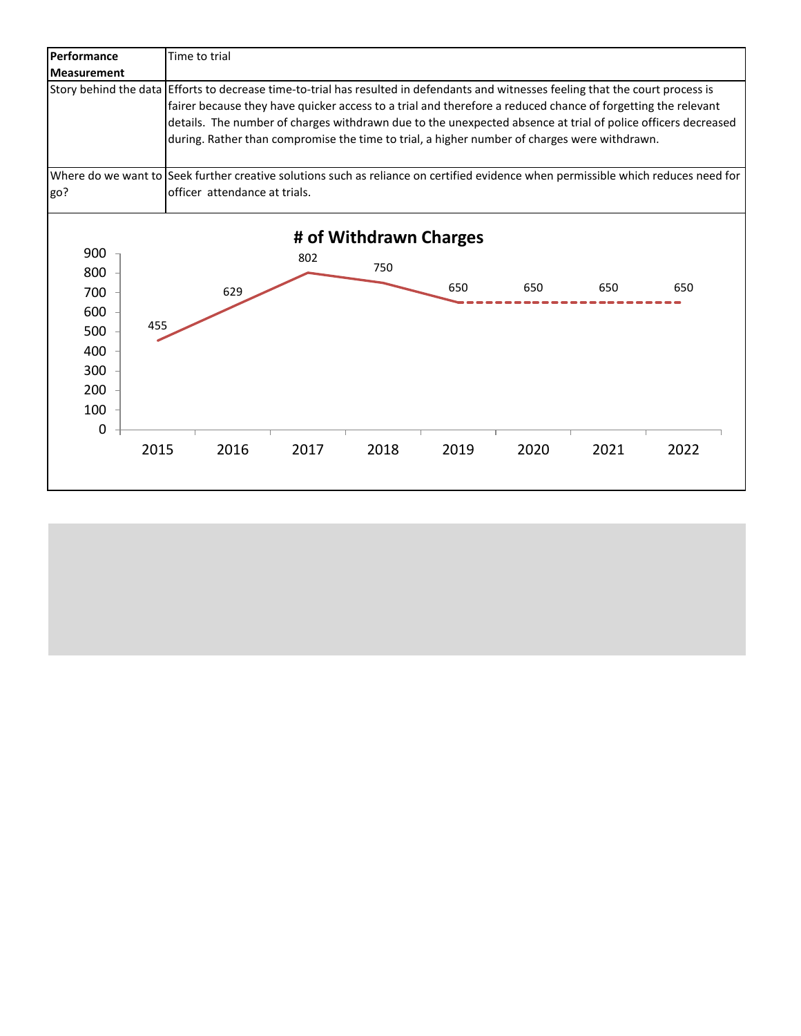| | |
|---|---|
| **Performance Measurement** | Time to trial |
| Story behind the data | Efforts to decrease time-to-trial has resulted in defendants and witnesses feeling that the court process is fairer because they have quicker access to a trial and therefore a reduced chance of forgetting the relevant details. The number of charges withdrawn due to the unexpected absence at trial of police officers decreased during. Rather than compromise the time to trial, a higher number of charges were withdrawn. |
| Where do we want to go? | Seek further creative solutions such as reliance on certified evidence when permissible which reduces need for officer attendance at trials. |

**# of Withdrawn Charges**

900
800
700
600
500
400
300
200
100
0

455
629
802
750
650
650
650
650

2015
2016
2017
2018
2019
2020
2021
2022